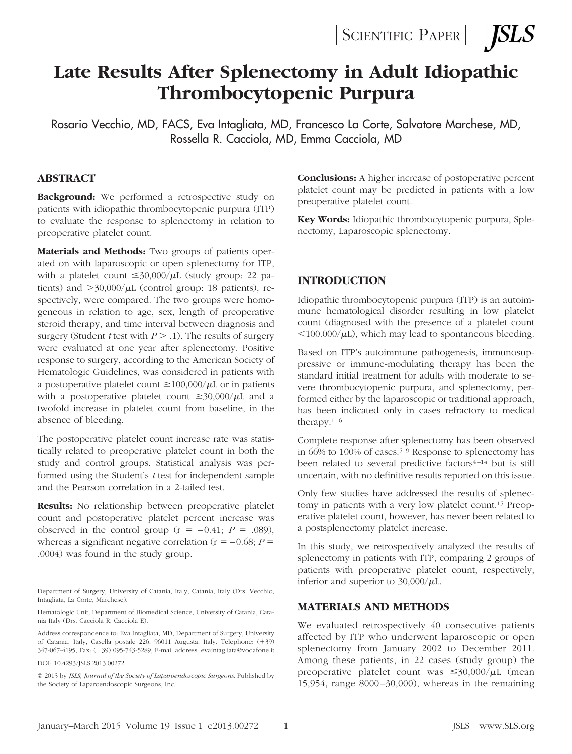SCIENTIFIC PAPER

# Late Results After Splenectomy in Adult Idiopathic Thrombocytopenic Purpura

Rosario Vecchio, MD, FACS, Eva Intagliata, MD, Francesco La Corte, Salvatore Marchese, MD, Rossella R. Cacciola, MD, Emma Cacciola, MD

## ABSTRACT

**Background:** We performed a retrospective study on patients with idiopathic thrombocytopenic purpura (ITP) to evaluate the response to splenectomy in relation to preoperative platelet count.

**Materials and Methods:** Two groups of patients operated on with laparoscopic or open splenectomy for ITP, with a platelet count $\leq$30,000/μL (study group: 22 patients) and >30,000/μL (control group: 18 patients), respectively, were compared. The two groups were homogeneous in relation to age, sex, length of preoperative steroid therapy, and time interval between diagnosis and surgery (Student *t* test with $P > .1$). The results of surgery were evaluated at one year after splenectomy. Positive response to surgery, according to the American Society of Hematologic Guidelines, was considered in patients with a postoperative platelet count $\geq$100,000/μL or in patients with a postoperative platelet count $\geq$30,000/μL and a twofold increase in platelet count from baseline, in the absence of bleeding.

The postoperative platelet count increase rate was statistically related to preoperative platelet count in both the study and control groups. Statistical analysis was performed using the Student's *t* test for independent sample and the Pearson correlation in a 2-tailed test.

**Results:** No relationship between preoperative platelet count and postoperative platelet percent increase was observed in the control group ($r = -0.41$; $P = .089$), whereas a significant negative correlation ($r = -0.68$; $P = .0004$) was found in the study group.

**Conclusions:** A higher increase of postoperative percent platelet count may be predicted in patients with a low preoperative platelet count.

**Key Words:** Idiopathic thrombocytopenic purpura, Splenectomy, Laparoscopic splenectomy.

Department of Surgery, University of Catania, Italy, Catania, Italy (Drs. Vecchio, Intagliata, La Corte, Marchese).

Hematologic Unit, Department of Biomedical Science, University of Catania, Catania Italy (Drs. Cacciola R, Cacciola E).

Address correspondence to: Eva Intagliata, MD, Department of Surgery, University of Catania, Italy, Casella postale 226, 96011 Augusta, Italy. Telephone: (+39) 347-067-4195, Fax: (+39) 095-743-5289, E-mail address: evaintagliata@vodafone.it

DOI: 10.4293/JSLS.2013.00272

© 2015 by *JSLS, Journal of the Society of Laparoendoscopic Surgeons*. Published by the Society of Laparoendoscopic Surgeons, Inc.

## INTRODUCTION

Idiopathic thrombocytopenic purpura (ITP) is an autoimmune hematological disorder resulting in low platelet count (diagnosed with the presence of a platelet count <100.000/μL), which may lead to spontaneous bleeding.

Based on ITP's autoimmune pathogenesis, immunosuppressive or immune-modulating therapy has been the standard initial treatment for adults with moderate to severe thrombocytopenic purpura, and splenectomy, performed either by the laparoscopic or traditional approach, has been indicated only in cases refractory to medical therapy.[1–6]

Complete response after splenectomy has been observed in 66% to 100% of cases.[5–9] Response to splenectomy has been related to several predictive factors[4–14] but is still uncertain, with no definitive results reported on this issue.

Only few studies have addressed the results of splenectomy in patients with a very low platelet count.[15] Preoperative platelet count, however, has never been related to a postsplenectomy platelet increase.

In this study, we retrospectively analyzed the results of splenectomy in patients with ITP, comparing 2 groups of patients with preoperative platelet count, respectively, inferior and superior to 30,000/μL.

## MATERIALS AND METHODS

We evaluated retrospectively 40 consecutive patients affected by ITP who underwent laparoscopic or open splenectomy from January 2002 to December 2011. Among these patients, in 22 cases (study group) the preoperative platelet count was $\leq$30,000/μL (mean 15,954, range 8000–30,000), whereas in the remaining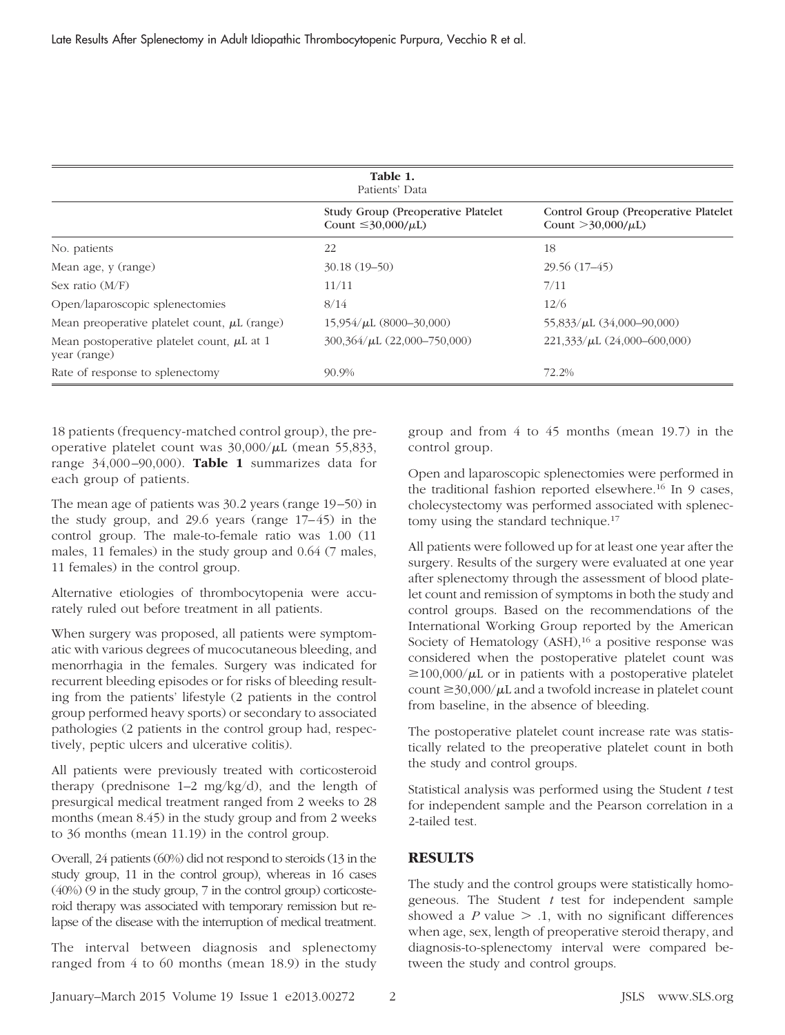| Table 1. Patients' Data | | |
|---|---|---|
| | Study Group (Preoperative Platelet Count ≤30,000/μL) | Control Group (Preoperative Platelet Count >30,000/μL) |
| No. patients | 22 | 18 |
| Mean age, y (range) | 30.18 (19–50) | 29.56 (17–45) |
| Sex ratio (M/F) | 11/11 | 7/11 |
| Open/laparoscopic splenectomies | 8/14 | 12/6 |
| Mean preoperative platelet count, μL (range) | 15,954/μL (8000–30,000) | 55,833/μL (34,000–90,000) |
| Mean postoperative platelet count, μL at 1 year (range) | 300,364/μL (22,000–750,000) | 221,333/μL (24,000–600,000) |
| Rate of response to splenectomy | 90.9% | 72.2% |

18 patients (frequency-matched control group), the preoperative platelet count was 30,000/μL (mean 55,833, range 34,000–90,000). **Table 1** summarizes data for each group of patients.

The mean age of patients was 30.2 years (range 19–50) in the study group, and 29.6 years (range 17–45) in the control group. The male-to-female ratio was 1.00 (11 males, 11 females) in the study group and 0.64 (7 males, 11 females) in the control group.

Alternative etiologies of thrombocytopenia were accurately ruled out before treatment in all patients.

When surgery was proposed, all patients were symptomatic with various degrees of mucocutaneous bleeding, and menorrhagia in the females. Surgery was indicated for recurrent bleeding episodes or for risks of bleeding resulting from the patients' lifestyle (2 patients in the control group performed heavy sports) or secondary to associated pathologies (2 patients in the control group had, respectively, peptic ulcers and ulcerative colitis).

All patients were previously treated with corticosteroid therapy (prednisone 1–2 mg/kg/d), and the length of presurgical medical treatment ranged from 2 weeks to 28 months (mean 8.45) in the study group and from 2 weeks to 36 months (mean 11.19) in the control group.

Overall, 24 patients (60%) did not respond to steroids (13 in the study group, 11 in the control group), whereas in 16 cases (40%) (9 in the study group, 7 in the control group) corticosteroid therapy was associated with temporary remission but relapse of the disease with the interruption of medical treatment.

The interval between diagnosis and splenectomy ranged from 4 to 60 months (mean 18.9) in the study group and from 4 to 45 months (mean 19.7) in the control group.

Open and laparoscopic splenectomies were performed in the traditional fashion reported elsewhere.[16] In 9 cases, cholecystectomy was performed associated with splenectomy using the standard technique.[17]

All patients were followed up for at least one year after the surgery. Results of the surgery were evaluated at one year after splenectomy through the assessment of blood platelet count and remission of symptoms in both the study and control groups. Based on the recommendations of the International Working Group reported by the American Society of Hematology (ASH),[16] a positive response was considered when the postoperative platelet count was ≥100,000/μL or in patients with a postoperative platelet count ≥30,000/μL and a twofold increase in platelet count from baseline, in the absence of bleeding.

The postoperative platelet count increase rate was statistically related to the preoperative platelet count in both the study and control groups.

Statistical analysis was performed using the Student *t* test for independent sample and the Pearson correlation in a 2-tailed test.

## RESULTS

The study and the control groups were statistically homogeneous. The Student *t* test for independent sample showed a $P$ value $> .1$, with no significant differences when age, sex, length of preoperative steroid therapy, and diagnosis-to-splenectomy interval were compared between the study and control groups.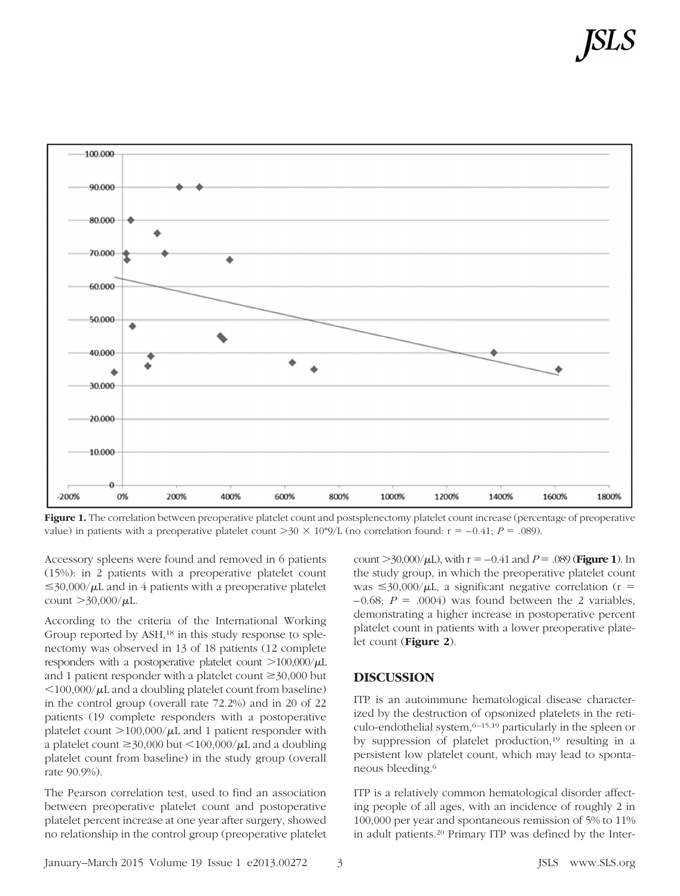**Figure 1.** The correlation between preoperative platelet count and postsplenectomy platelet count increase (percentage of preoperative value) in patients with a preoperative platelet count $>30 \times 10^{*}9$/L (no correlation found: $r = -0.41$; $P = .089$).

Accessory spleens were found and removed in 6 patients (15%): in 2 patients with a preoperative platelet count $\leq$30,000/$\mu$L and in 4 patients with a preoperative platelet count $>$30,000/$\mu$L.

According to the criteria of the International Working Group reported by ASH,[18] in this study response to splenectomy was observed in 13 of 18 patients (12 complete responders with a postoperative platelet count $>$100,000/$\mu$L and 1 patient responder with a platelet count $\geq$30,000 but $<$100,000/$\mu$L and a doubling platelet count from baseline) in the control group (overall rate 72.2%) and in 20 of 22 patients (19 complete responders with a postoperative platelet count $>$100,000/$\mu$L and 1 patient responder with a platelet count $\geq$30,000 but $<$100,000/$\mu$L and a doubling platelet count from baseline) in the study group (overall rate 90.9%).

The Pearson correlation test, used to find an association between preoperative platelet count and postoperative platelet percent increase at one year after surgery, showed no relationship in the control group (preoperative platelet count $>$30,000/$\mu$L), with $r = -0.41$ and $P = .089$ (**Figure 1**). In the study group, in which the preoperative platelet count was $\leq$30,000/$\mu$L, a significant negative correlation ($r = -0.68$; $P = .0004$) was found between the 2 variables, demonstrating a higher increase in postoperative percent platelet count in patients with a lower preoperative platelet count (**Figure 2**).

## DISCUSSION

ITP is an autoimmune hematological disease characterized by the destruction of opsonized platelets in the reticulo-endothelial system,[6–15,19] particularly in the spleen or by suppression of platelet production,[19] resulting in a persistent low platelet count, which may lead to spontaneous bleeding.[6]

ITP is a relatively common hematological disorder affecting people of all ages, with an incidence of roughly 2 in 100,000 per year and spontaneous remission of 5% to 11% in adult patients.[20] Primary ITP was defined by the Inter-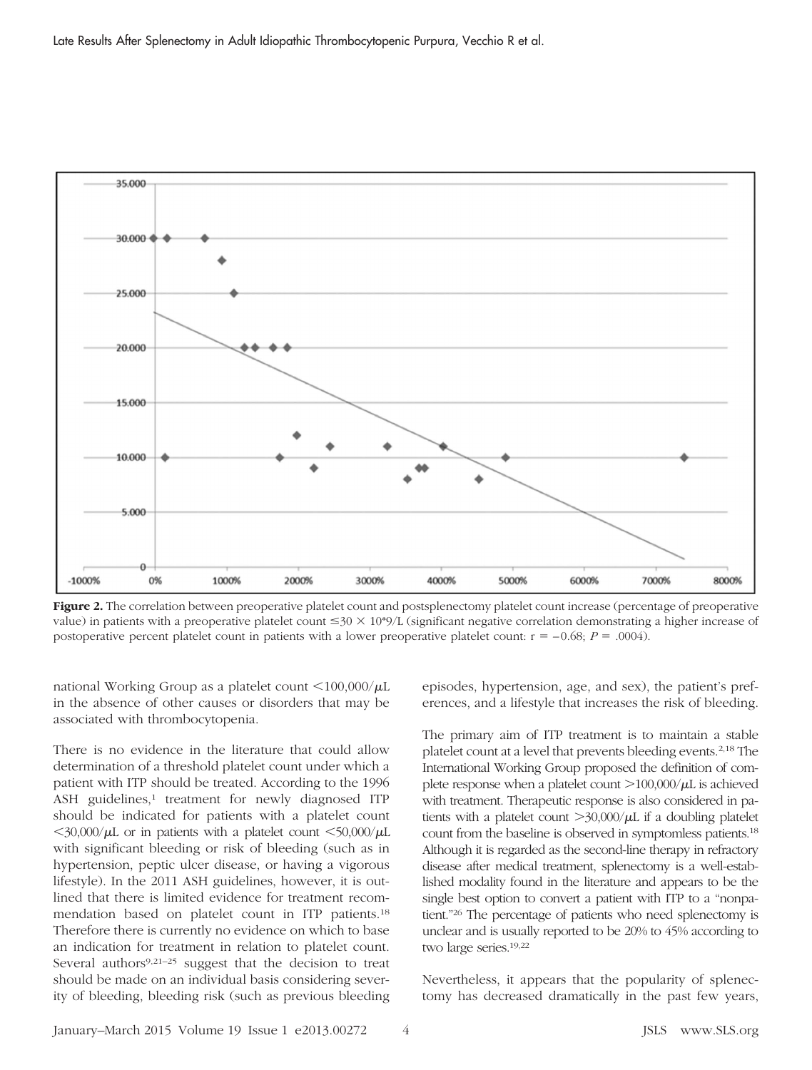**Figure 2.** The correlation between preoperative platelet count and postsplenectomy platelet count increase (percentage of preoperative value) in patients with a preoperative platelet count $\leq 30 \times 10^{*}9/L$ (significant negative correlation demonstrating a higher increase of postoperative percent platelet count in patients with a lower preoperative platelet count: $r = -0.68$; $P = .0004$).

national Working Group as a platelet count <100,000/μL in the absence of other causes or disorders that may be associated with thrombocytopenia.

There is no evidence in the literature that could allow determination of a threshold platelet count under which a patient with ITP should be treated. According to the 1996 ASH guidelines,[1] treatment for newly diagnosed ITP should be indicated for patients with a platelet count <30,000/μL or in patients with a platelet count <50,000/μL with significant bleeding or risk of bleeding (such as in hypertension, peptic ulcer disease, or having a vigorous lifestyle). In the 2011 ASH guidelines, however, it is outlined that there is limited evidence for treatment recommendation based on platelet count in ITP patients.[18] Therefore there is currently no evidence on which to base an indication for treatment in relation to platelet count. Several authors[9,21–25] suggest that the decision to treat should be made on an individual basis considering severity of bleeding, bleeding risk (such as previous bleeding episodes, hypertension, age, and sex), the patient's preferences, and a lifestyle that increases the risk of bleeding.

The primary aim of ITP treatment is to maintain a stable platelet count at a level that prevents bleeding events.[2,18] The International Working Group proposed the definition of complete response when a platelet count >100,000/μL is achieved with treatment. Therapeutic response is also considered in patients with a platelet count >30,000/μL if a doubling platelet count from the baseline is observed in symptomless patients.[18] Although it is regarded as the second-line therapy in refractory disease after medical treatment, splenectomy is a well-established modality found in the literature and appears to be the single best option to convert a patient with ITP to a "nonpatient."[26] The percentage of patients who need splenectomy is unclear and is usually reported to be 20% to 45% according to two large series.[19,22]

Nevertheless, it appears that the popularity of splenectomy has decreased dramatically in the past few years,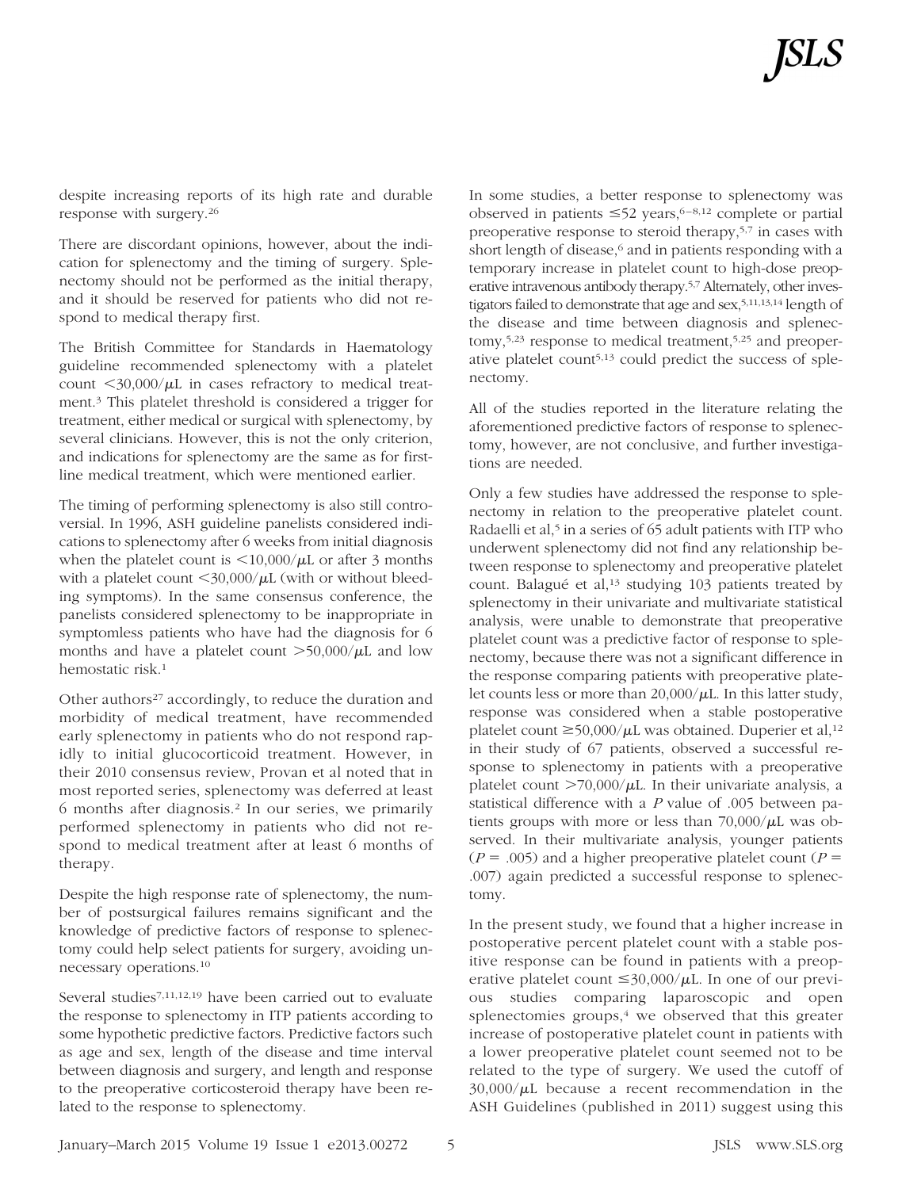despite increasing reports of its high rate and durable response with surgery.[26]

There are discordant opinions, however, about the indication for splenectomy and the timing of surgery. Splenectomy should not be performed as the initial therapy, and it should be reserved for patients who did not respond to medical therapy first.

The British Committee for Standards in Haematology guideline recommended splenectomy with a platelet count $<30,000/\mu L$ in cases refractory to medical treatment.[3] This platelet threshold is considered a trigger for treatment, either medical or surgical with splenectomy, by several clinicians. However, this is not the only criterion, and indications for splenectomy are the same as for first-line medical treatment, which were mentioned earlier.

The timing of performing splenectomy is also still controversial. In 1996, ASH guideline panelists considered indications to splenectomy after 6 weeks from initial diagnosis when the platelet count is $<10,000/\mu L$ or after 3 months with a platelet count $<30,000/\mu L$ (with or without bleeding symptoms). In the same consensus conference, the panelists considered splenectomy to be inappropriate in symptomless patients who have had the diagnosis for 6 months and have a platelet count $>50,000/\mu L$ and low hemostatic risk.[1]

Other authors[27] accordingly, to reduce the duration and morbidity of medical treatment, have recommended early splenectomy in patients who do not respond rapidly to initial glucocorticoid treatment. However, in their 2010 consensus review, Provan et al noted that in most reported series, splenectomy was deferred at least 6 months after diagnosis.[2] In our series, we primarily performed splenectomy in patients who did not respond to medical treatment after at least 6 months of therapy.

Despite the high response rate of splenectomy, the number of postsurgical failures remains significant and the knowledge of predictive factors of response to splenectomy could help select patients for surgery, avoiding unnecessary operations.[10]

Several studies[7,11,12,19] have been carried out to evaluate the response to splenectomy in ITP patients according to some hypothetic predictive factors. Predictive factors such as age and sex, length of the disease and time interval between diagnosis and surgery, and length and response to the preoperative corticosteroid therapy have been related to the response to splenectomy.

In some studies, a better response to splenectomy was observed in patients $\leq 52$ years,[6–8,12] complete or partial preoperative response to steroid therapy,[5,7] in cases with short length of disease,[6] and in patients responding with a temporary increase in platelet count to high-dose preoperative intravenous antibody therapy.[5,7] Alternately, other investigators failed to demonstrate that age and sex,[5,11,13,14] length of the disease and time between diagnosis and splenectomy,[5,23] response to medical treatment,[5,25] and preoperative platelet count[5,13] could predict the success of splenectomy.

All of the studies reported in the literature relating the aforementioned predictive factors of response to splenectomy, however, are not conclusive, and further investigations are needed.

Only a few studies have addressed the response to splenectomy in relation to the preoperative platelet count. Radaelli et al,[5] in a series of 65 adult patients with ITP who underwent splenectomy did not find any relationship between response to splenectomy and preoperative platelet count. Balagué et al,[13] studying 103 patients treated by splenectomy in their univariate and multivariate statistical analysis, were unable to demonstrate that preoperative platelet count was a predictive factor of response to splenectomy, because there was not a significant difference in the response comparing patients with preoperative platelet counts less or more than $20,000/\mu L$. In this latter study, response was considered when a stable postoperative platelet count $\geq 50,000/\mu L$ was obtained. Duperier et al,[12] in their study of 67 patients, observed a successful response to splenectomy in patients with a preoperative platelet count $>70,000/\mu L$. In their univariate analysis, a statistical difference with a $P$ value of .005 between patients groups with more or less than $70,000/\mu L$ was observed. In their multivariate analysis, younger patients ($P = .005$) and a higher preoperative platelet count ($P = .007$) again predicted a successful response to splenectomy.

In the present study, we found that a higher increase in postoperative percent platelet count with a stable positive response can be found in patients with a preoperative platelet count $\leq 30,000/\mu L$. In one of our previous studies comparing laparoscopic and open splenectomies groups,[4] we observed that this greater increase of postoperative platelet count in patients with a lower preoperative platelet count seemed not to be related to the type of surgery. We used the cutoff of $30,000/\mu L$ because a recent recommendation in the ASH Guidelines (published in 2011) suggest using this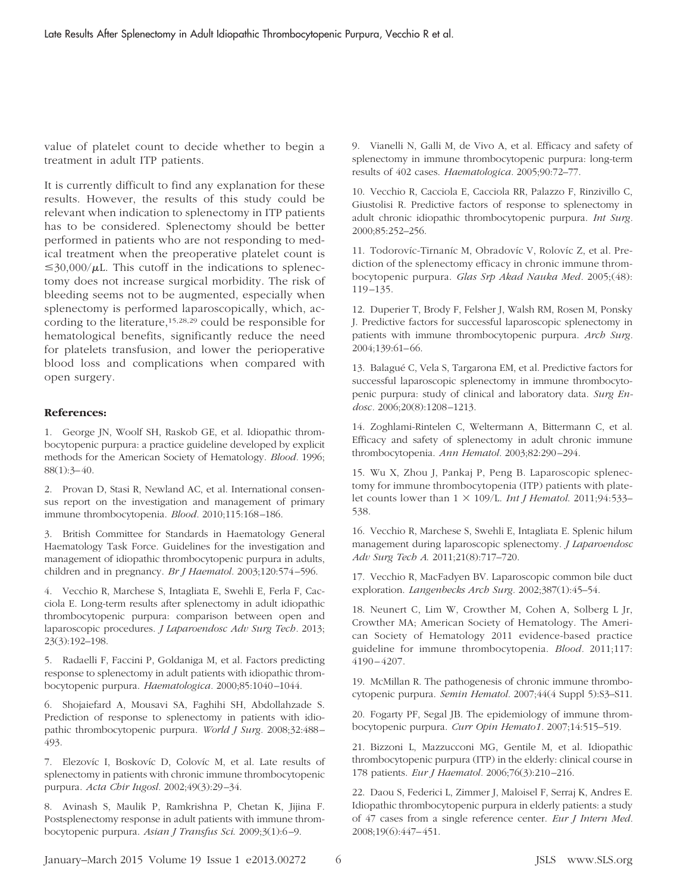value of platelet count to decide whether to begin a treatment in adult ITP patients.

It is currently difficult to find any explanation for these results. However, the results of this study could be relevant when indication to splenectomy in ITP patients has to be considered. Splenectomy should be better performed in patients who are not responding to medical treatment when the preoperative platelet count is $\leq$30,000/$\mu$L. This cutoff in the indications to splenectomy does not increase surgical morbidity. The risk of bleeding seems not to be augmented, especially when splenectomy is performed laparoscopically, which, according to the literature,[15,28,29] could be responsible for hematological benefits, significantly reduce the need for platelets transfusion, and lower the perioperative blood loss and complications when compared with open surgery.

#### References:

1. George JN, Woolf SH, Raskob GE, et al. Idiopathic thrombocytopenic purpura: a practice guideline developed by explicit methods for the American Society of Hematology. *Blood*. 1996;88(1):3–40.

2. Provan D, Stasi R, Newland AC, et al. International consensus report on the investigation and management of primary immune thrombocytopenia. *Blood*. 2010;115:168–186.

3. British Committee for Standards in Haematology General Haematology Task Force. Guidelines for the investigation and management of idiopathic thrombocytopenic purpura in adults, children and in pregnancy. *Br J Haematol*. 2003;120:574–596.

4. Vecchio R, Marchese S, Intagliata E, Swehli E, Ferla F, Cacciola E. Long-term results after splenectomy in adult idiopathic thrombocytopenic purpura: comparison between open and laparoscopic procedures. *J Laparoendosc Adv Surg Tech*. 2013;23(3):192–198.

5. Radaelli F, Faccini P, Goldaniga M, et al. Factors predicting response to splenectomy in adult patients with idiopathic thrombocytopenic purpura. *Haematologica*. 2000;85:1040–1044.

6. Shojaiefard A, Mousavi SA, Faghihi SH, Abdollahzade S. Prediction of response to splenectomy in patients with idiopathic thrombocytopenic purpura. *World J Surg*. 2008;32:488–493.

7. Elezovíc I, Boskovíc D, Colovíc M, et al. Late results of splenectomy in patients with chronic immune thrombocytopenic purpura. *Acta Chir Iugosl*. 2002;49(3):29–34.

8. Avinash S, Maulik P, Ramkrishna P, Chetan K, Jijina F. Postsplenectomy response in adult patients with immune thrombocytopenic purpura. *Asian J Transfus Sci*. 2009;3(1):6–9.

9. Vianelli N, Galli M, de Vivo A, et al. Efficacy and safety of splenectomy in immune thrombocytopenic purpura: long-term results of 402 cases. *Haematologica*. 2005;90:72–77.

10. Vecchio R, Cacciola E, Cacciola RR, Palazzo F, Rinzivillo C, Giustolisi R. Predictive factors of response to splenectomy in adult chronic idiopathic thrombocytopenic purpura. *Int Surg*. 2000;85:252–256.

11. Todorovíc-Tirnaníc M, Obradovíc V, Rolovíc Z, et al. Prediction of the splenectomy efficacy in chronic immune thrombocytopenic purpura. *Glas Srp Akad Nauka Med*. 2005;(48):119–135.

12. Duperier T, Brody F, Felsher J, Walsh RM, Rosen M, Ponsky J. Predictive factors for successful laparoscopic splenectomy in patients with immune thrombocytopenic purpura. *Arch Surg*. 2004;139:61–66.

13. Balagué C, Vela S, Targarona EM, et al. Predictive factors for successful laparoscopic splenectomy in immune thrombocytopenic purpura: study of clinical and laboratory data. *Surg Endosc*. 2006;20(8):1208–1213.

14. Zoghlami-Rintelen C, Weltermann A, Bittermann C, et al. Efficacy and safety of splenectomy in adult chronic immune thrombocytopenia. *Ann Hematol*. 2003;82:290–294.

15. Wu X, Zhou J, Pankaj P, Peng B. Laparoscopic splenectomy for immune thrombocytopenia (ITP) patients with platelet counts lower than 1 × 109/L. *Int J Hematol*. 2011;94:533–538.

16. Vecchio R, Marchese S, Swehli E, Intagliata E. Splenic hilum management during laparoscopic splenectomy. *J Laparoendosc Adv Surg Tech A*. 2011;21(8):717–720.

17. Vecchio R, MacFadyen BV. Laparoscopic common bile duct exploration. *Langenbecks Arch Surg*. 2002;387(1):45–54.

18. Neunert C, Lim W, Crowther M, Cohen A, Solberg L Jr, Crowther MA; American Society of Hematology. The American Society of Hematology 2011 evidence-based practice guideline for immune thrombocytopenia. *Blood*. 2011;117:4190–4207.

19. McMillan R. The pathogenesis of chronic immune thrombocytopenic purpura. *Semin Hematol*. 2007;44(4 Suppl 5):S3–S11.

20. Fogarty PF, Segal JB. The epidemiology of immune thrombocytopenic purpura. *Curr Opin Hemato1*. 2007;14:515–519.

21. Bizzoni L, Mazzucconi MG, Gentile M, et al. Idiopathic thrombocytopenic purpura (ITP) in the elderly: clinical course in 178 patients. *Eur J Haematol*. 2006;76(3):210–216.

22. Daou S, Federici L, Zimmer J, Maloisel F, Serraj K, Andres E. Idiopathic thrombocytopenic purpura in elderly patients: a study of 47 cases from a single reference center. *Eur J Intern Med*. 2008;19(6):447–451.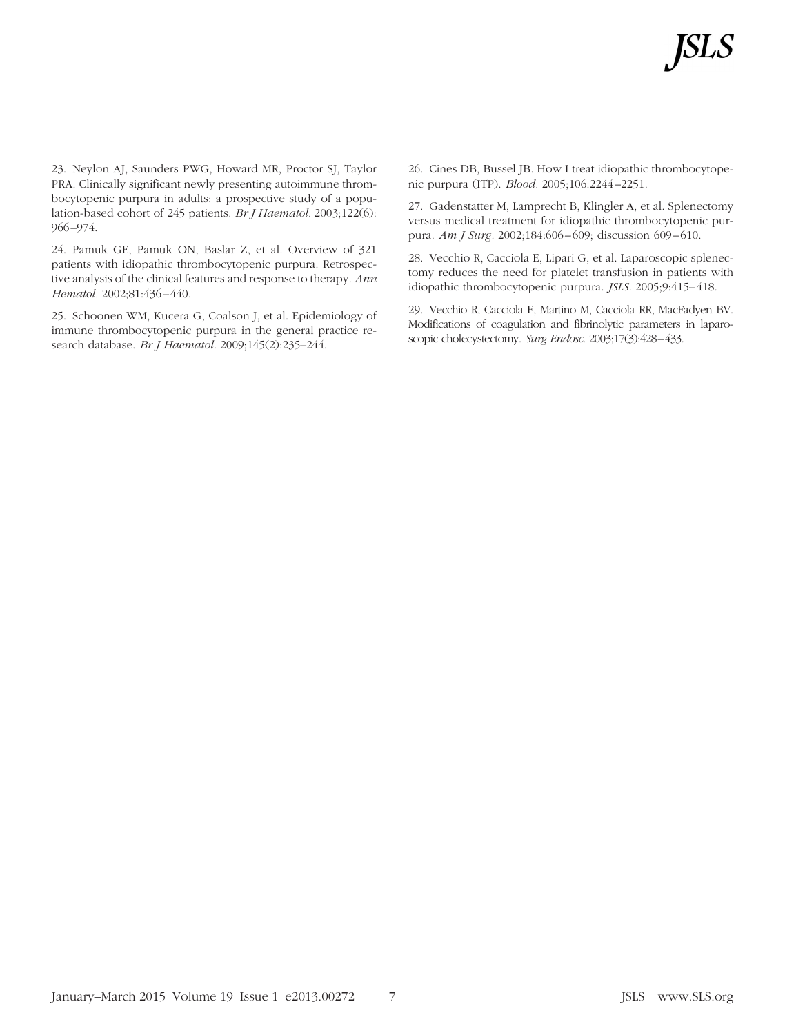23. Neylon AJ, Saunders PWG, Howard MR, Proctor SJ, Taylor PRA. Clinically significant newly presenting autoimmune thrombocytopenic purpura in adults: a prospective study of a population-based cohort of 245 patients. *Br J Haematol*. 2003;122(6): 966–974.

24. Pamuk GE, Pamuk ON, Baslar Z, et al. Overview of 321 patients with idiopathic thrombocytopenic purpura. Retrospective analysis of the clinical features and response to therapy. *Ann Hematol*. 2002;81:436–440.

25. Schoonen WM, Kucera G, Coalson J, et al. Epidemiology of immune thrombocytopenic purpura in the general practice research database. *Br J Haematol*. 2009;145(2):235–244.

26. Cines DB, Bussel JB. How I treat idiopathic thrombocytopenic purpura (ITP). *Blood*. 2005;106:2244–2251.

27. Gadenstatter M, Lamprecht B, Klingler A, et al. Splenectomy versus medical treatment for idiopathic thrombocytopenic purpura. *Am J Surg*. 2002;184:606–609; discussion 609–610.

28. Vecchio R, Cacciola E, Lipari G, et al. Laparoscopic splenectomy reduces the need for platelet transfusion in patients with idiopathic thrombocytopenic purpura. *JSLS*. 2005;9:415–418.

29. Vecchio R, Cacciola E, Martino M, Cacciola RR, MacFadyen BV. Modifications of coagulation and fibrinolytic parameters in laparoscopic cholecystectomy. *Surg Endosc*. 2003;17(3):428–433.